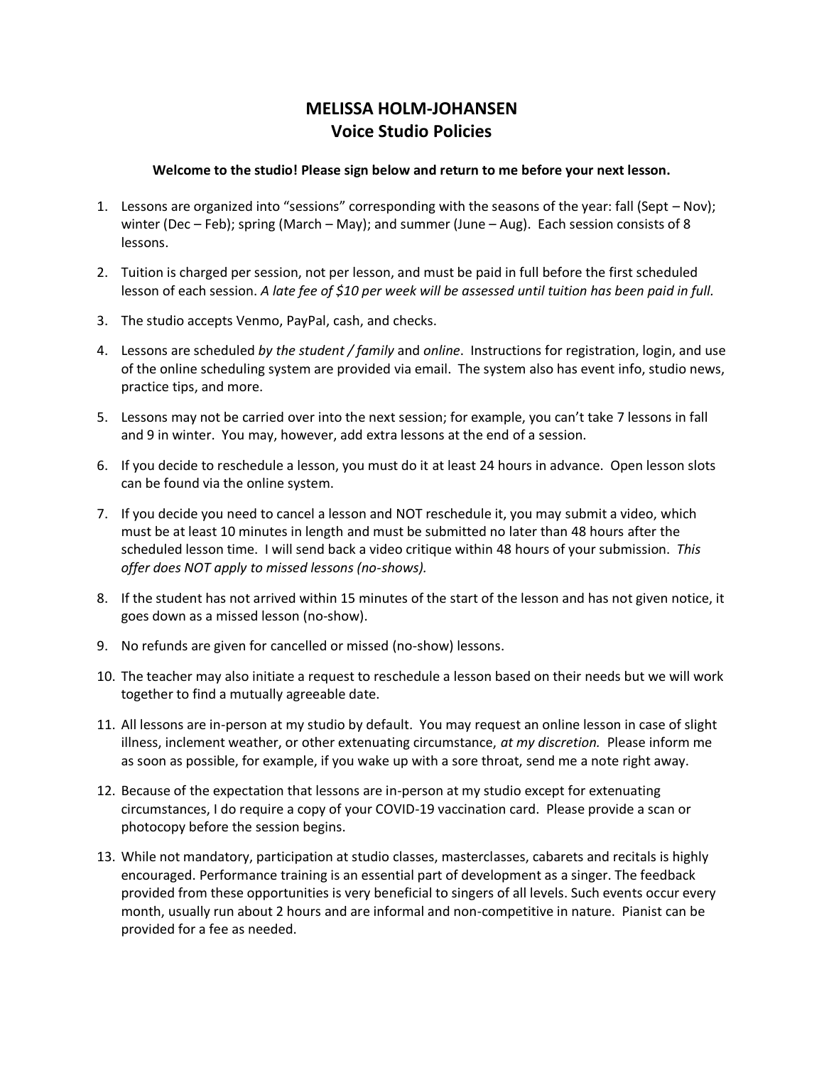# MELISSA HOLM-JOHANSEN
## Voice Studio Policies

**Welcome to the studio! Please sign below and return to me before your next lesson.**

1. Lessons are organized into "sessions" corresponding with the seasons of the year: fall (Sept – Nov); winter (Dec – Feb); spring (March – May); and summer (June – Aug). Each session consists of 8 lessons.
2. Tuition is charged per session, not per lesson, and must be paid in full before the first scheduled lesson of each session. *A late fee of $10 per week will be assessed until tuition has been paid in full.*
3. The studio accepts Venmo, PayPal, cash, and checks.
4. Lessons are scheduled *by the student / family* and *online*. Instructions for registration, login, and use of the online scheduling system are provided via email. The system also has event info, studio news, practice tips, and more.
5. Lessons may not be carried over into the next session; for example, you can't take 7 lessons in fall and 9 in winter. You may, however, add extra lessons at the end of a session.
6. If you decide to reschedule a lesson, you must do it at least 24 hours in advance. Open lesson slots can be found via the online system.
7. If you decide you need to cancel a lesson and NOT reschedule it, you may submit a video, which must be at least 10 minutes in length and must be submitted no later than 48 hours after the scheduled lesson time. I will send back a video critique within 48 hours of your submission. *This offer does NOT apply to missed lessons (no-shows).*
8. If the student has not arrived within 15 minutes of the start of the lesson and has not given notice, it goes down as a missed lesson (no-show).
9. No refunds are given for cancelled or missed (no-show) lessons.
10. The teacher may also initiate a request to reschedule a lesson based on their needs but we will work together to find a mutually agreeable date.
11. All lessons are in-person at my studio by default. You may request an online lesson in case of slight illness, inclement weather, or other extenuating circumstance, *at my discretion.* Please inform me as soon as possible, for example, if you wake up with a sore throat, send me a note right away.
12. Because of the expectation that lessons are in-person at my studio except for extenuating circumstances, I do require a copy of your COVID-19 vaccination card. Please provide a scan or photocopy before the session begins.
13. While not mandatory, participation at studio classes, masterclasses, cabarets and recitals is highly encouraged. Performance training is an essential part of development as a singer. The feedback provided from these opportunities is very beneficial to singers of all levels. Such events occur every month, usually run about 2 hours and are informal and non-competitive in nature. Pianist can be provided for a fee as needed.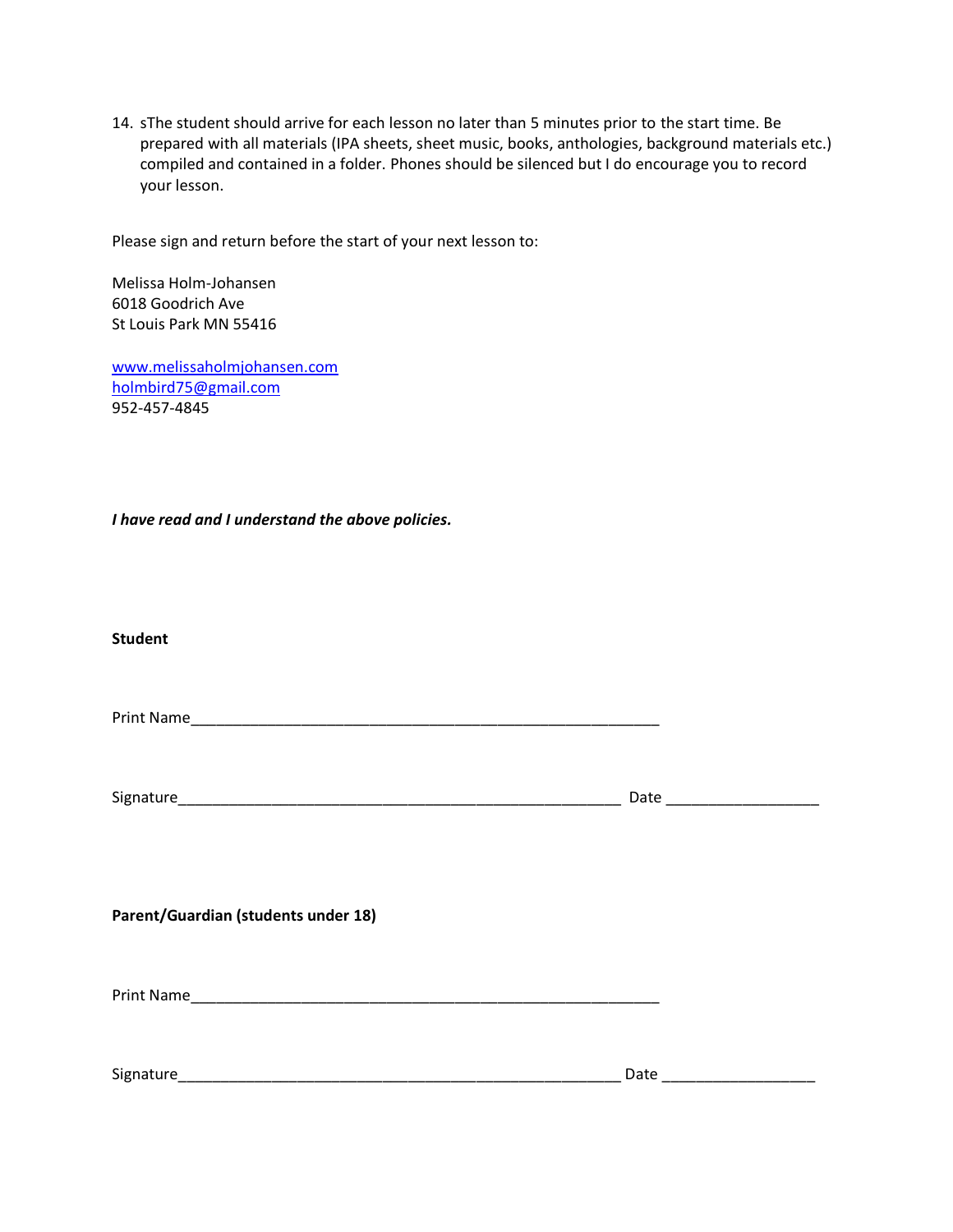14. sThe student should arrive for each lesson no later than 5 minutes prior to the start time. Be prepared with all materials (IPA sheets, sheet music, books, anthologies, background materials etc.) compiled and contained in a folder. Phones should be silenced but I do encourage you to record your lesson.

Please sign and return before the start of your next lesson to:

Melissa Holm-Johansen
6018 Goodrich Ave
St Louis Park MN 55416

www.melissaholmjohansen.com
holmbird75@gmail.com
952-457-4845

***I have read and I understand the above policies.***

**Student**

Print Name___________________________________________________________

Signature_________________________________________________________ Date __________________

**Parent/Guardian (students under 18)**

Print Name___________________________________________________________

Signature_________________________________________________________ Date __________________